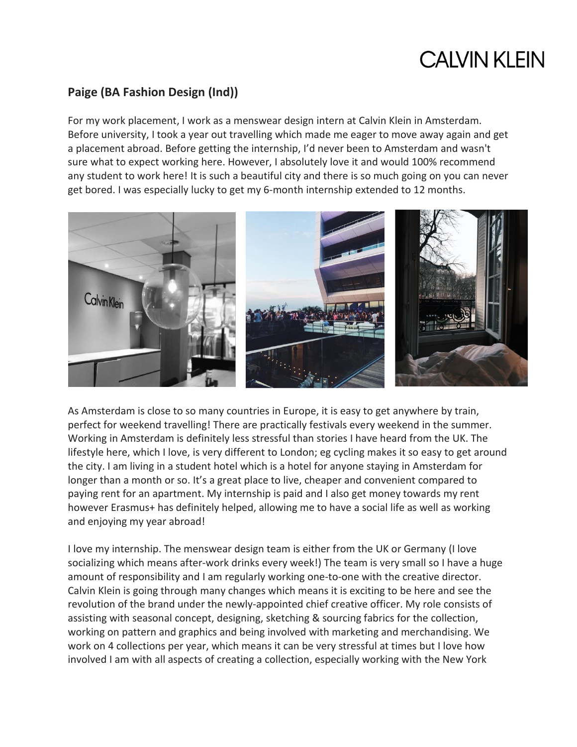CALVIN KLEIN

## Paige (BA Fashion Design (Ind))

For my work placement, I work as a menswear design intern at Calvin Klein in Amsterdam. Before university, I took a year out travelling which made me eager to move away again and get a placement abroad. Before getting the internship, I'd never been to Amsterdam and wasn't sure what to expect working here. However, I absolutely love it and would 100% recommend any student to work here! It is such a beautiful city and there is so much going on you can never get bored. I was especially lucky to get my 6-month internship extended to 12 months.

As Amsterdam is close to so many countries in Europe, it is easy to get anywhere by train, perfect for weekend travelling! There are practically festivals every weekend in the summer. Working in Amsterdam is definitely less stressful than stories I have heard from the UK. The lifestyle here, which I love, is very different to London; eg cycling makes it so easy to get around the city. I am living in a student hotel which is a hotel for anyone staying in Amsterdam for longer than a month or so. It's a great place to live, cheaper and convenient compared to paying rent for an apartment. My internship is paid and I also get money towards my rent however Erasmus+ has definitely helped, allowing me to have a social life as well as working and enjoying my year abroad!

I love my internship. The menswear design team is either from the UK or Germany (I love socializing which means after-work drinks every week!) The team is very small so I have a huge amount of responsibility and I am regularly working one-to-one with the creative director. Calvin Klein is going through many changes which means it is exciting to be here and see the revolution of the brand under the newly-appointed chief creative officer. My role consists of assisting with seasonal concept, designing, sketching & sourcing fabrics for the collection, working on pattern and graphics and being involved with marketing and merchandising. We work on 4 collections per year, which means it can be very stressful at times but I love how involved I am with all aspects of creating a collection, especially working with the New York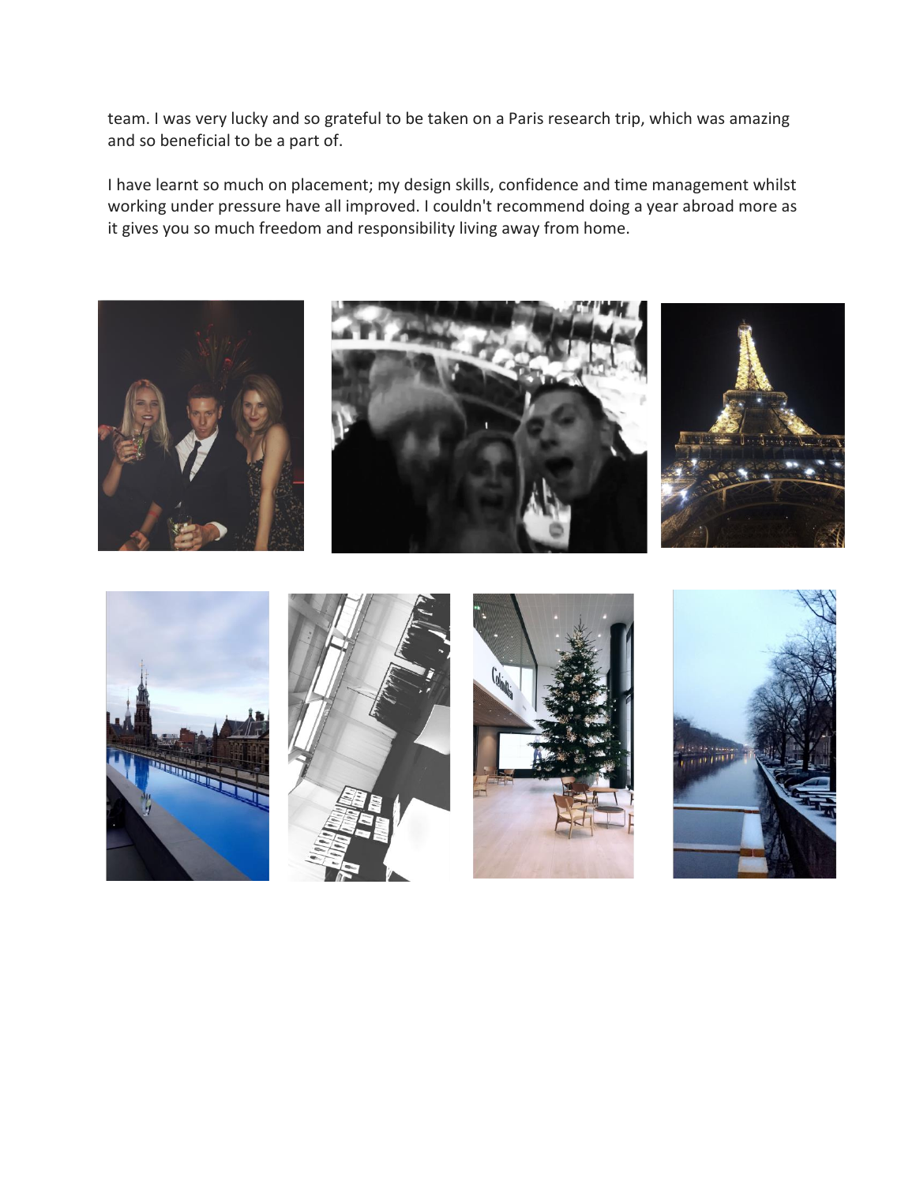team. I was very lucky and so grateful to be taken on a Paris research trip, which was amazing and so beneficial to be a part of.

I have learnt so much on placement; my design skills, confidence and time management whilst working under pressure have all improved. I couldn't recommend doing a year abroad more as it gives you so much freedom and responsibility living away from home.